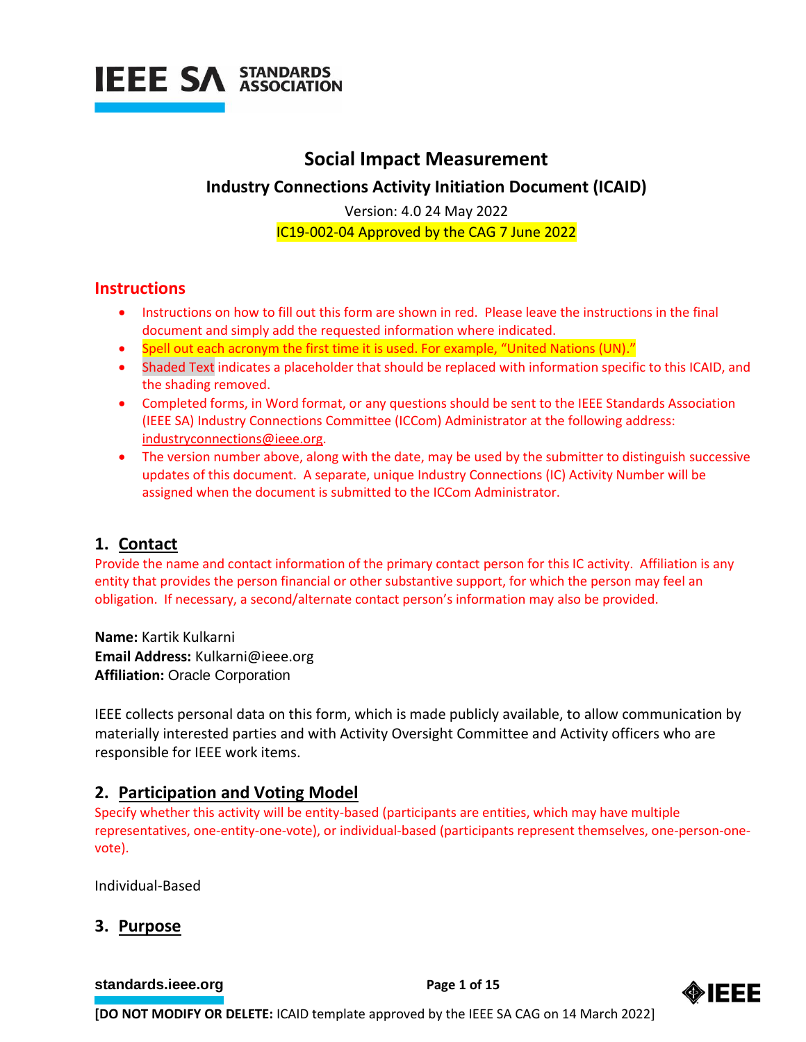# Social Impact Measurement

## Industry Connections Activity Initiation Document (ICAID)

Version: 4.0 24 May 2022

IC19-002-04 Approved by the CAG 7 June 2022

## Instructions

- Instructions on how to fill out this form are shown in red. Please leave the instructions in the final document and simply add the requested information where indicated.
- Spell out each acronym the first time it is used. For example, "United Nations (UN)."
- Shaded Text indicates a placeholder that should be replaced with information specific to this ICAID, and the shading removed.
- Completed forms, in Word format, or any questions should be sent to the IEEE Standards Association (IEEE SA) Industry Connections Committee (ICCom) Administrator at the following address: industryconnections@ieee.org.
- The version number above, along with the date, may be used by the submitter to distinguish successive updates of this document. A separate, unique Industry Connections (IC) Activity Number will be assigned when the document is submitted to the ICCom Administrator.

## 1. Contact

Provide the name and contact information of the primary contact person for this IC activity. Affiliation is any entity that provides the person financial or other substantive support, for which the person may feel an obligation. If necessary, a second/alternate contact person's information may also be provided.

**Name:** Kartik Kulkarni
**Email Address:** Kulkarni@ieee.org
**Affiliation:** Oracle Corporation

IEEE collects personal data on this form, which is made publicly available, to allow communication by materially interested parties and with Activity Oversight Committee and Activity officers who are responsible for IEEE work items.

## 2. Participation and Voting Model

Specify whether this activity will be entity-based (participants are entities, which may have multiple representatives, one-entity-one-vote), or individual-based (participants represent themselves, one-person-one-vote).

Individual-Based

## 3. Purpose

**[DO NOT MODIFY OR DELETE:** ICAID template approved by the IEEE SA CAG on 14 March 2022]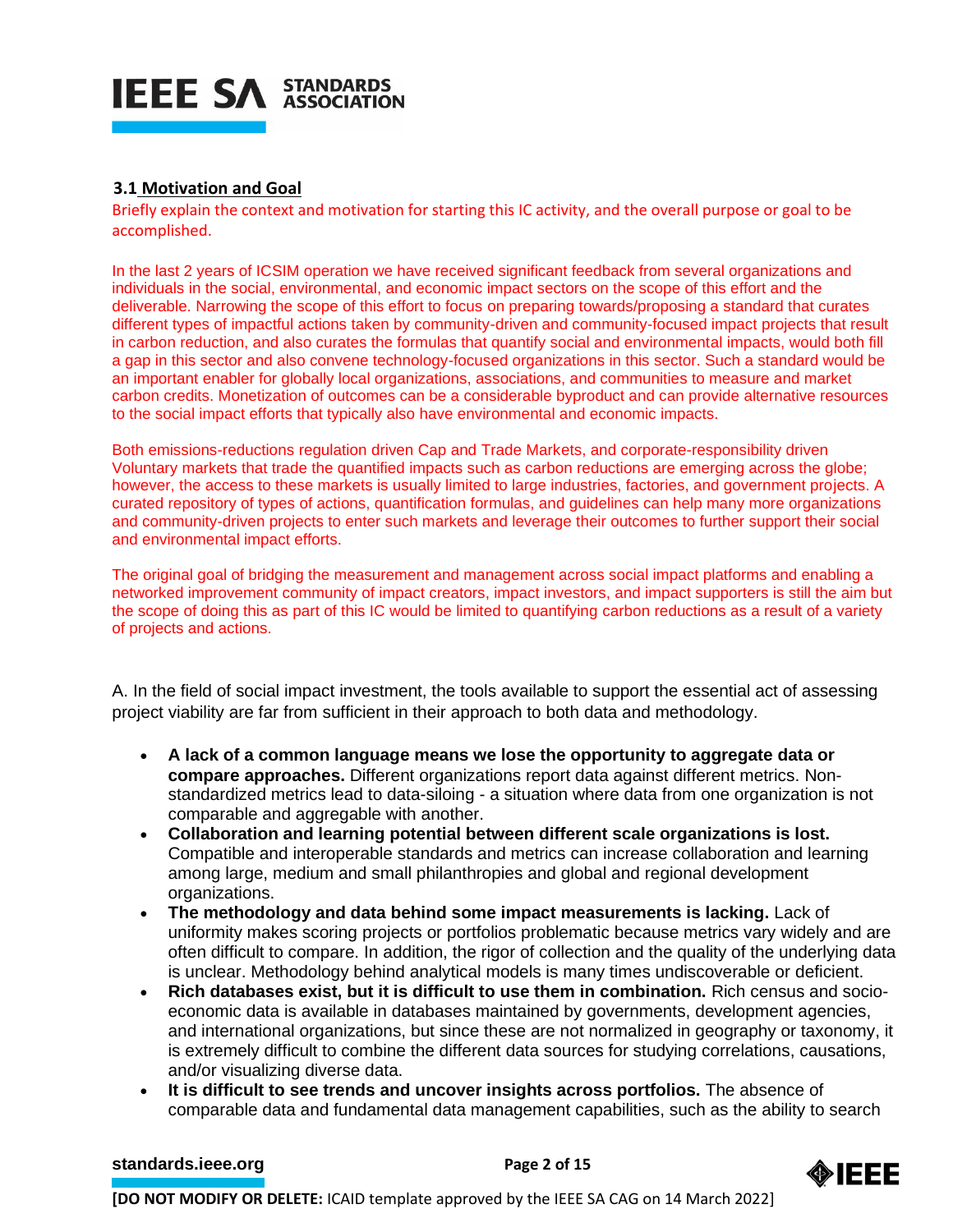### 3.1 Motivation and Goal

Briefly explain the context and motivation for starting this IC activity, and the overall purpose or goal to be accomplished.

In the last 2 years of ICSIM operation we have received significant feedback from several organizations and individuals in the social, environmental, and economic impact sectors on the scope of this effort and the deliverable. Narrowing the scope of this effort to focus on preparing towards/proposing a standard that curates different types of impactful actions taken by community-driven and community-focused impact projects that result in carbon reduction, and also curates the formulas that quantify social and environmental impacts, would both fill a gap in this sector and also convene technology-focused organizations in this sector. Such a standard would be an important enabler for globally local organizations, associations, and communities to measure and market carbon credits. Monetization of outcomes can be a considerable byproduct and can provide alternative resources to the social impact efforts that typically also have environmental and economic impacts.

Both emissions-reductions regulation driven Cap and Trade Markets, and corporate-responsibility driven Voluntary markets that trade the quantified impacts such as carbon reductions are emerging across the globe; however, the access to these markets is usually limited to large industries, factories, and government projects. A curated repository of types of actions, quantification formulas, and guidelines can help many more organizations and community-driven projects to enter such markets and leverage their outcomes to further support their social and environmental impact efforts.

The original goal of bridging the measurement and management across social impact platforms and enabling a networked improvement community of impact creators, impact investors, and impact supporters is still the aim but the scope of doing this as part of this IC would be limited to quantifying carbon reductions as a result of a variety of projects and actions.

A. In the field of social impact investment, the tools available to support the essential act of assessing project viability are far from sufficient in their approach to both data and methodology.

- **A lack of a common language means we lose the opportunity to aggregate data or compare approaches.** Different organizations report data against different metrics. Non-standardized metrics lead to data-siloing - a situation where data from one organization is not comparable and aggregable with another.
- **Collaboration and learning potential between different scale organizations is lost.** Compatible and interoperable standards and metrics can increase collaboration and learning among large, medium and small philanthropies and global and regional development organizations.
- **The methodology and data behind some impact measurements is lacking.** Lack of uniformity makes scoring projects or portfolios problematic because metrics vary widely and are often difficult to compare. In addition, the rigor of collection and the quality of the underlying data is unclear. Methodology behind analytical models is many times undiscoverable or deficient.
- **Rich databases exist, but it is difficult to use them in combination.** Rich census and socio-economic data is available in databases maintained by governments, development agencies, and international organizations, but since these are not normalized in geography or taxonomy, it is extremely difficult to combine the different data sources for studying correlations, causations, and/or visualizing diverse data.
- **It is difficult to see trends and uncover insights across portfolios.** The absence of comparable data and fundamental data management capabilities, such as the ability to search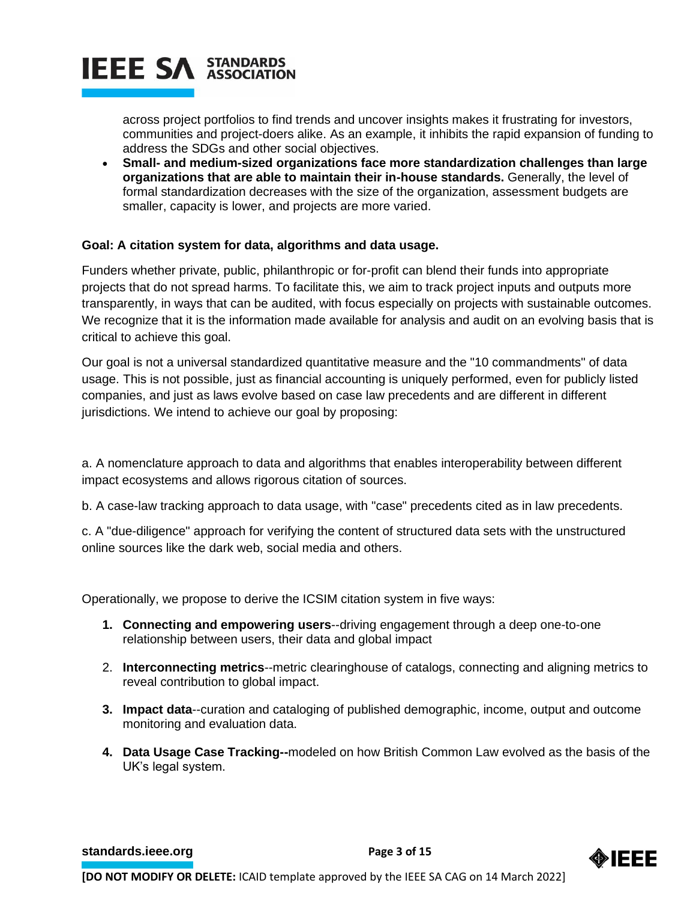across project portfolios to find trends and uncover insights makes it frustrating for investors, communities and project-doers alike. As an example, it inhibits the rapid expansion of funding to address the SDGs and other social objectives.

- **Small- and medium-sized organizations face more standardization challenges than large organizations that are able to maintain their in-house standards.** Generally, the level of formal standardization decreases with the size of the organization, assessment budgets are smaller, capacity is lower, and projects are more varied.

**Goal: A citation system for data, algorithms and data usage.**

Funders whether private, public, philanthropic or for-profit can blend their funds into appropriate projects that do not spread harms. To facilitate this, we aim to track project inputs and outputs more transparently, in ways that can be audited, with focus especially on projects with sustainable outcomes. We recognize that it is the information made available for analysis and audit on an evolving basis that is critical to achieve this goal.

Our goal is not a universal standardized quantitative measure and the "10 commandments" of data usage. This is not possible, just as financial accounting is uniquely performed, even for publicly listed companies, and just as laws evolve based on case law precedents and are different in different jurisdictions. We intend to achieve our goal by proposing:

a. A nomenclature approach to data and algorithms that enables interoperability between different impact ecosystems and allows rigorous citation of sources.

b. A case-law tracking approach to data usage, with "case" precedents cited as in law precedents.

c. A "due-diligence" approach for verifying the content of structured data sets with the unstructured online sources like the dark web, social media and others.

Operationally, we propose to derive the ICSIM citation system in five ways:

1. **Connecting and empowering users**--driving engagement through a deep one-to-one relationship between users, their data and global impact
2. **Interconnecting metrics**--metric clearinghouse of catalogs, connecting and aligning metrics to reveal contribution to global impact.
3. **Impact data**--curation and cataloging of published demographic, income, output and outcome monitoring and evaluation data.
4. **Data Usage Case Tracking--**modeled on how British Common Law evolved as the basis of the UK's legal system.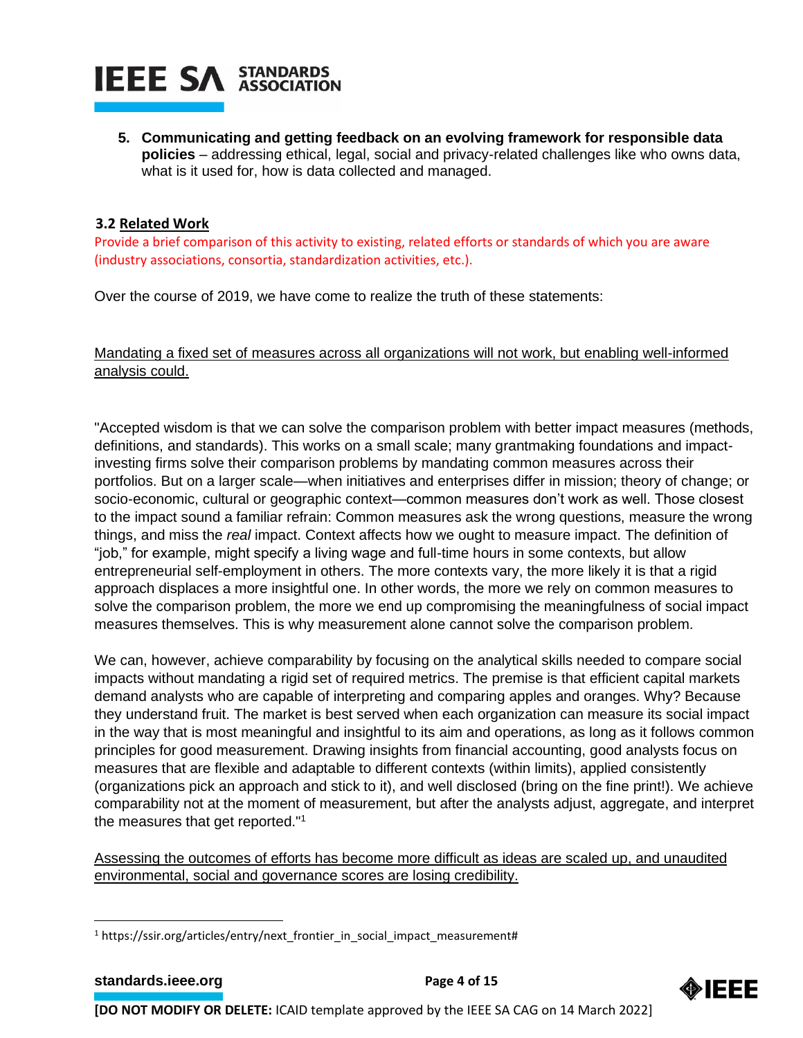5. **Communicating and getting feedback on an evolving framework for responsible data policies** – addressing ethical, legal, social and privacy-related challenges like who owns data, what is it used for, how is data collected and managed.

### 3.2 Related Work

Provide a brief comparison of this activity to existing, related efforts or standards of which you are aware (industry associations, consortia, standardization activities, etc.).

Over the course of 2019, we have come to realize the truth of these statements:

Mandating a fixed set of measures across all organizations will not work, but enabling well-informed analysis could.

"Accepted wisdom is that we can solve the comparison problem with better impact measures (methods, definitions, and standards). This works on a small scale; many grantmaking foundations and impact-investing firms solve their comparison problems by mandating common measures across their portfolios. But on a larger scale—when initiatives and enterprises differ in mission; theory of change; or socio-economic, cultural or geographic context—common measures don't work as well. Those closest to the impact sound a familiar refrain: Common measures ask the wrong questions, measure the wrong things, and miss the *real* impact. Context affects how we ought to measure impact. The definition of "job," for example, might specify a living wage and full-time hours in some contexts, but allow entrepreneurial self-employment in others. The more contexts vary, the more likely it is that a rigid approach displaces a more insightful one. In other words, the more we rely on common measures to solve the comparison problem, the more we end up compromising the meaningfulness of social impact measures themselves. This is why measurement alone cannot solve the comparison problem.

We can, however, achieve comparability by focusing on the analytical skills needed to compare social impacts without mandating a rigid set of required metrics. The premise is that efficient capital markets demand analysts who are capable of interpreting and comparing apples and oranges. Why? Because they understand fruit. The market is best served when each organization can measure its social impact in the way that is most meaningful and insightful to its aim and operations, as long as it follows common principles for good measurement. Drawing insights from financial accounting, good analysts focus on measures that are flexible and adaptable to different contexts (within limits), applied consistently (organizations pick an approach and stick to it), and well disclosed (bring on the fine print!). We achieve comparability not at the moment of measurement, but after the analysts adjust, aggregate, and interpret the measures that get reported."[1]

Assessing the outcomes of efforts has become more difficult as ideas are scaled up, and unaudited environmental, social and governance scores are losing credibility.

[1] https://ssir.org/articles/entry/next_frontier_in_social_impact_measurement#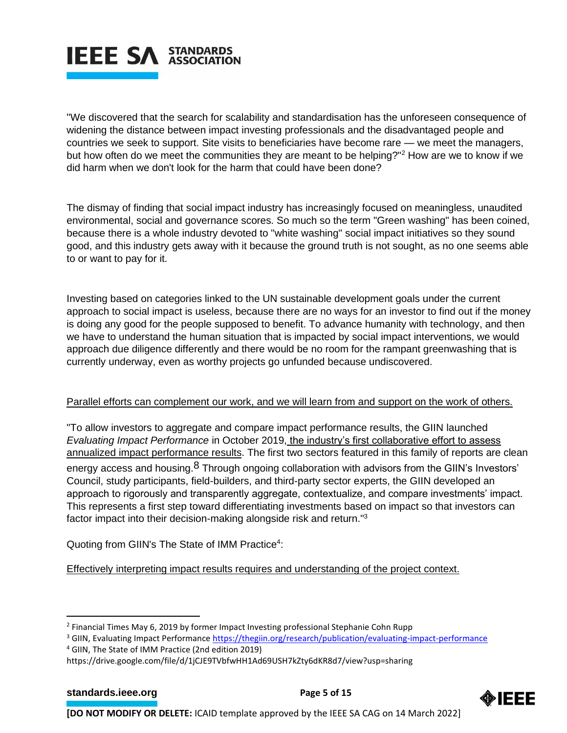"We discovered that the search for scalability and standardisation has the unforeseen consequence of widening the distance between impact investing professionals and the disadvantaged people and countries we seek to support. Site visits to beneficiaries have become rare — we meet the managers, but how often do we meet the communities they are meant to be helping?"[2] How are we to know if we did harm when we don't look for the harm that could have been done?

The dismay of finding that social impact industry has increasingly focused on meaningless, unaudited environmental, social and governance scores. So much so the term "Green washing" has been coined, because there is a whole industry devoted to "white washing" social impact initiatives so they sound good, and this industry gets away with it because the ground truth is not sought, as no one seems able to or want to pay for it.

Investing based on categories linked to the UN sustainable development goals under the current approach to social impact is useless, because there are no ways for an investor to find out if the money is doing any good for the people supposed to benefit. To advance humanity with technology, and then we have to understand the human situation that is impacted by social impact interventions, we would approach due diligence differently and there would be no room for the rampant greenwashing that is currently underway, even as worthy projects go unfunded because undiscovered.

Parallel efforts can complement our work, and we will learn from and support on the work of others.

"To allow investors to aggregate and compare impact performance results, the GIIN launched *Evaluating Impact Performance* in October 2019, the industry's first collaborative effort to assess annualized impact performance results. The first two sectors featured in this family of reports are clean energy access and housing.[8] Through ongoing collaboration with advisors from the GIIN's Investors' Council, study participants, field-builders, and third-party sector experts, the GIIN developed an approach to rigorously and transparently aggregate, contextualize, and compare investments' impact. This represents a first step toward differentiating investments based on impact so that investors can factor impact into their decision-making alongside risk and return."[3]

Quoting from GIIN's The State of IMM Practice[4]:

Effectively interpreting impact results requires and understanding of the project context.

---

[2] Financial Times May 6, 2019 by former Impact Investing professional Stephanie Cohn Rupp

[3] GIIN, Evaluating Impact Performance https://thegiin.org/research/publication/evaluating-impact-performance

[4] GIIN, The State of IMM Practice (2nd edition 2019)
https://drive.google.com/file/d/1jCJE9TVbfwHH1Ad69USH7kZty6dKR8d7/view?usp=sharing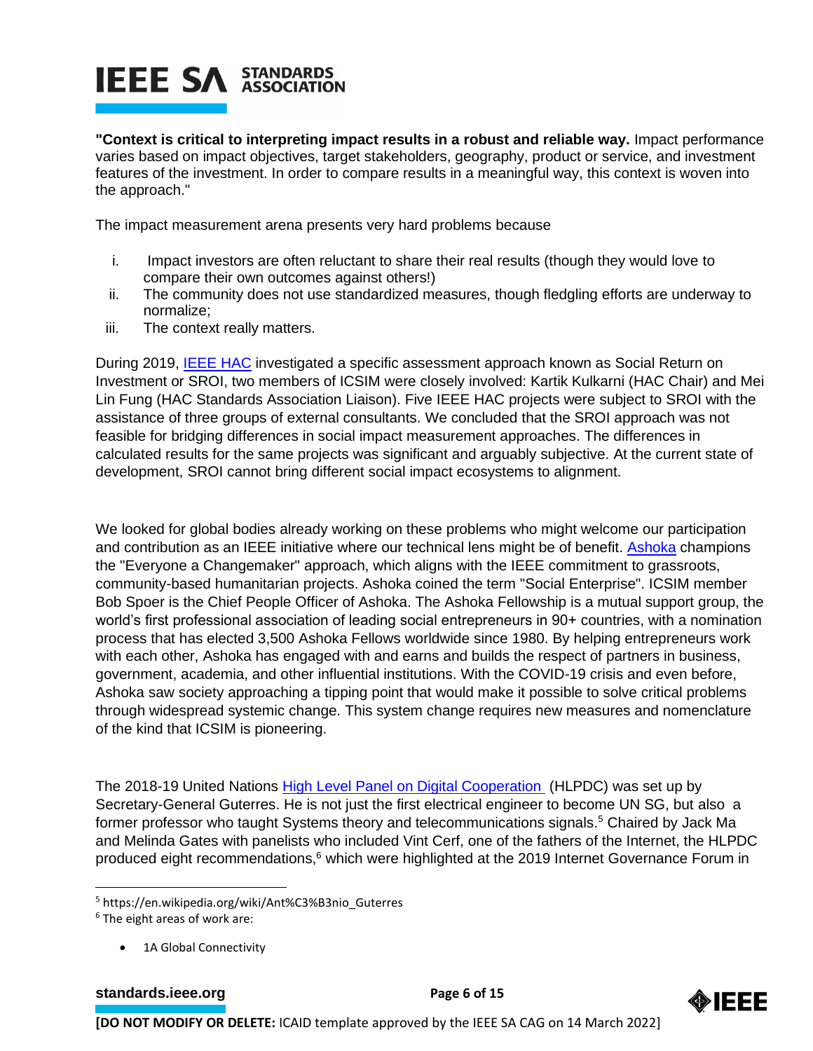**"Context is critical to interpreting impact results in a robust and reliable way.** Impact performance varies based on impact objectives, target stakeholders, geography, product or service, and investment features of the investment. In order to compare results in a meaningful way, this context is woven into the approach."

The impact measurement arena presents very hard problems because

i. Impact investors are often reluctant to share their real results (though they would love to compare their own outcomes against others!)
ii. The community does not use standardized measures, though fledgling efforts are underway to normalize;
iii. The context really matters.

During 2019, IEEE HAC investigated a specific assessment approach known as Social Return on Investment or SROI, two members of ICSIM were closely involved: Kartik Kulkarni (HAC Chair) and Mei Lin Fung (HAC Standards Association Liaison). Five IEEE HAC projects were subject to SROI with the assistance of three groups of external consultants. We concluded that the SROI approach was not feasible for bridging differences in social impact measurement approaches. The differences in calculated results for the same projects was significant and arguably subjective. At the current state of development, SROI cannot bring different social impact ecosystems to alignment.

We looked for global bodies already working on these problems who might welcome our participation and contribution as an IEEE initiative where our technical lens might be of benefit. Ashoka champions the "Everyone a Changemaker" approach, which aligns with the IEEE commitment to grassroots, community-based humanitarian projects. Ashoka coined the term "Social Enterprise". ICSIM member Bob Spoer is the Chief People Officer of Ashoka. The Ashoka Fellowship is a mutual support group, the world's first professional association of leading social entrepreneurs in 90+ countries, with a nomination process that has elected 3,500 Ashoka Fellows worldwide since 1980. By helping entrepreneurs work with each other, Ashoka has engaged with and earns and builds the respect of partners in business, government, academia, and other influential institutions. With the COVID-19 crisis and even before, Ashoka saw society approaching a tipping point that would make it possible to solve critical problems through widespread systemic change. This system change requires new measures and nomenclature of the kind that ICSIM is pioneering.

The 2018-19 United Nations High Level Panel on Digital Cooperation (HLPDC) was set up by Secretary-General Guterres. He is not just the first electrical engineer to become UN SG, but also a former professor who taught Systems theory and telecommunications signals.[5] Chaired by Jack Ma and Melinda Gates with panelists who included Vint Cerf, one of the fathers of the Internet, the HLPDC produced eight recommendations,[6] which were highlighted at the 2019 Internet Governance Forum in

---

[5] https://en.wikipedia.org/wiki/Ant%C3%B3nio_Guterres

[6] The eight areas of work are:

- 1A Global Connectivity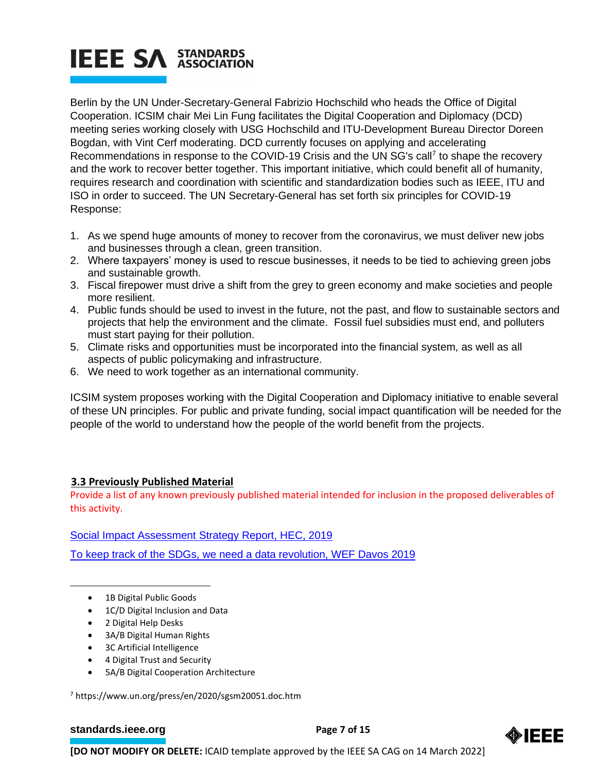Berlin by the UN Under-Secretary-General Fabrizio Hochschild who heads the Office of Digital Cooperation. ICSIM chair Mei Lin Fung facilitates the Digital Cooperation and Diplomacy (DCD) meeting series working closely with USG Hochschild and ITU-Development Bureau Director Doreen Bogdan, with Vint Cerf moderating. DCD currently focuses on applying and accelerating Recommendations in response to the COVID-19 Crisis and the UN SG's call[7] to shape the recovery and the work to recover better together. This important initiative, which could benefit all of humanity, requires research and coordination with scientific and standardization bodies such as IEEE, ITU and ISO in order to succeed. The UN Secretary-General has set forth six principles for COVID-19 Response:

1. As we spend huge amounts of money to recover from the coronavirus, we must deliver new jobs and businesses through a clean, green transition.
2. Where taxpayers' money is used to rescue businesses, it needs to be tied to achieving green jobs and sustainable growth.
3. Fiscal firepower must drive a shift from the grey to green economy and make societies and people more resilient.
4. Public funds should be used to invest in the future, not the past, and flow to sustainable sectors and projects that help the environment and the climate. Fossil fuel subsidies must end, and polluters must start paying for their pollution.
5. Climate risks and opportunities must be incorporated into the financial system, as well as all aspects of public policymaking and infrastructure.
6. We need to work together as an international community.

ICSIM system proposes working with the Digital Cooperation and Diplomacy initiative to enable several of these UN principles. For public and private funding, social impact quantification will be needed for the people of the world to understand how the people of the world benefit from the projects.

## 3.3 Previously Published Material

Provide a list of any known previously published material intended for inclusion in the proposed deliverables of this activity.

Social Impact Assessment Strategy Report, HEC, 2019

To keep track of the SDGs, we need a data revolution, WEF Davos 2019

- 1B Digital Public Goods
- 1C/D Digital Inclusion and Data
- 2 Digital Help Desks
- 3A/B Digital Human Rights
- 3C Artificial Intelligence
- 4 Digital Trust and Security
- 5A/B Digital Cooperation Architecture

[7] https://www.un.org/press/en/2020/sgsm20051.doc.htm

[DO NOT MODIFY OR DELETE: ICAID template approved by the IEEE SA CAG on 14 March 2022]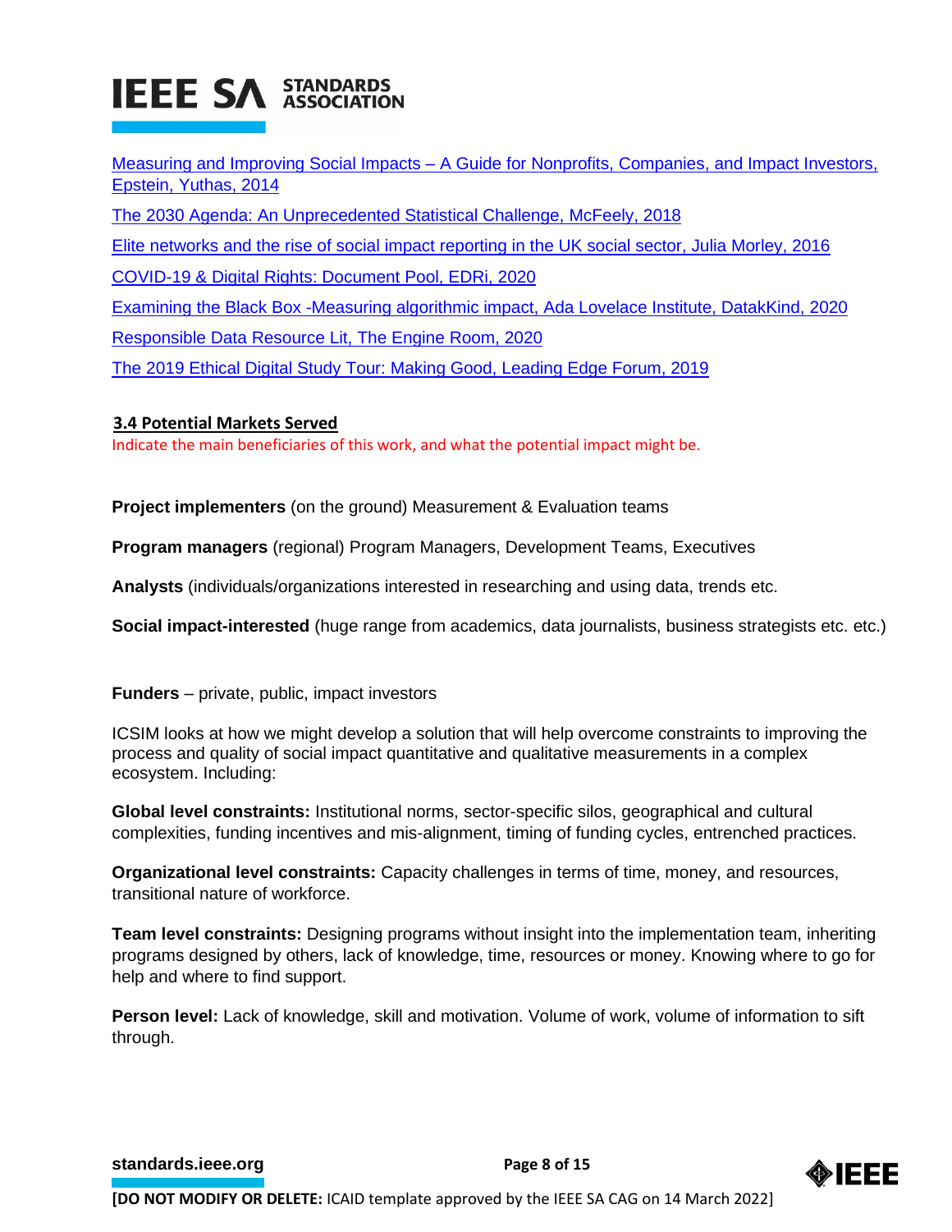[Measuring and Improving Social Impacts – A Guide for Nonprofits, Companies, and Impact Investors, Epstein, Yuthas, 2014]

[The 2030 Agenda: An Unprecedented Statistical Challenge, McFeely, 2018]

[Elite networks and the rise of social impact reporting in the UK social sector, Julia Morley, 2016]

[COVID-19 & Digital Rights: Document Pool, EDRi, 2020]

[Examining the Black Box -Measuring algorithmic impact, Ada Lovelace Institute, DatakKind, 2020]

[Responsible Data Resource Lit, The Engine Room, 2020]

[The 2019 Ethical Digital Study Tour: Making Good, Leading Edge Forum, 2019]

### 3.4 Potential Markets Served

Indicate the main beneficiaries of this work, and what the potential impact might be.

**Project implementers** (on the ground) Measurement & Evaluation teams

**Program managers** (regional) Program Managers, Development Teams, Executives

**Analysts** (individuals/organizations interested in researching and using data, trends etc.

**Social impact-interested** (huge range from academics, data journalists, business strategists etc. etc.)

**Funders** – private, public, impact investors

ICSIM looks at how we might develop a solution that will help overcome constraints to improving the process and quality of social impact quantitative and qualitative measurements in a complex ecosystem. Including:

**Global level constraints:** Institutional norms, sector-specific silos, geographical and cultural complexities, funding incentives and mis-alignment, timing of funding cycles, entrenched practices.

**Organizational level constraints:** Capacity challenges in terms of time, money, and resources, transitional nature of workforce.

**Team level constraints:** Designing programs without insight into the implementation team, inheriting programs designed by others, lack of knowledge, time, resources or money. Knowing where to go for help and where to find support.

**Person level:** Lack of knowledge, skill and motivation. Volume of work, volume of information to sift through.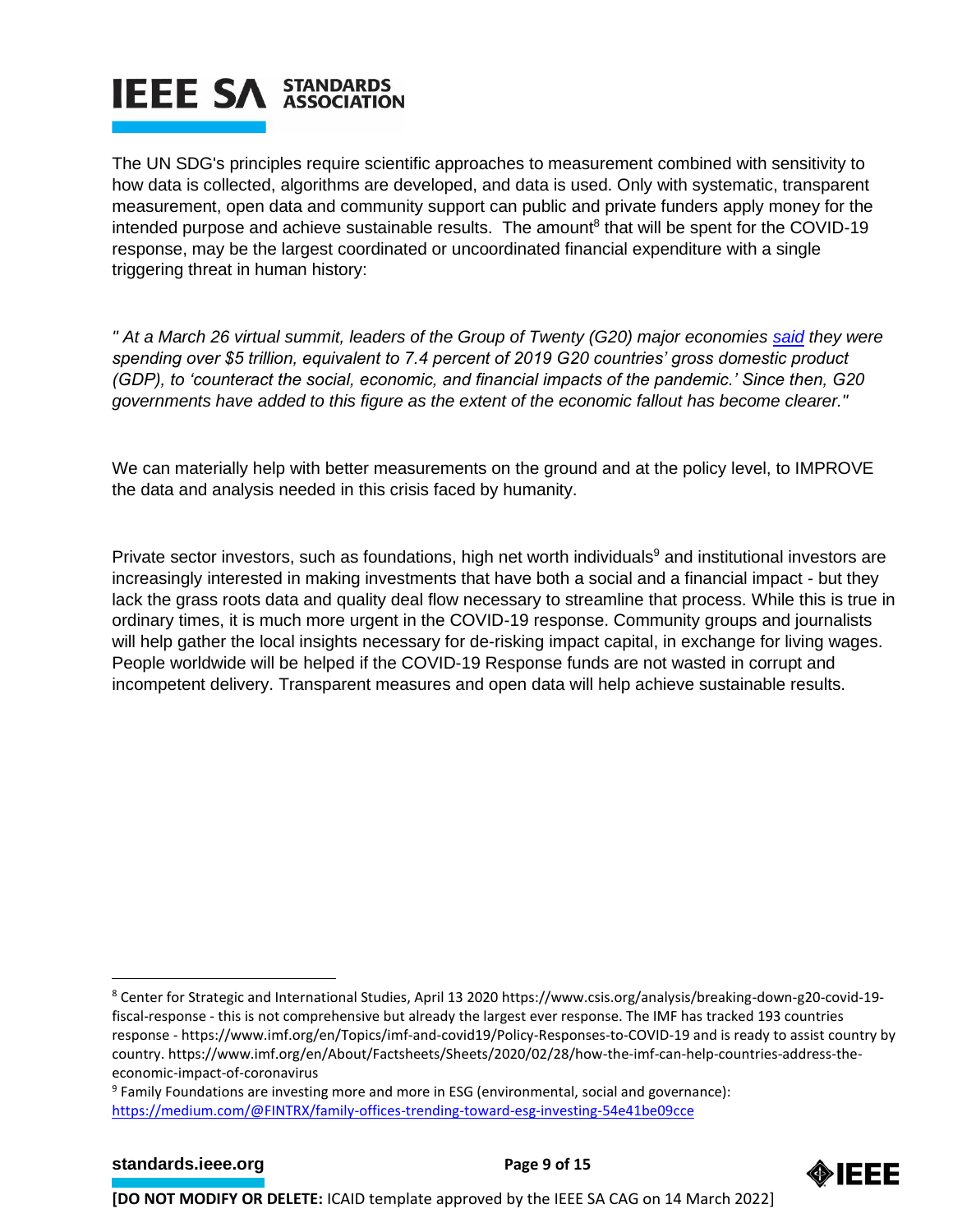The UN SDG's principles require scientific approaches to measurement combined with sensitivity to how data is collected, algorithms are developed, and data is used. Only with systematic, transparent measurement, open data and community support can public and private funders apply money for the intended purpose and achieve sustainable results. The amount[8] that will be spent for the COVID-19 response, may be the largest coordinated or uncoordinated financial expenditure with a single triggering threat in human history:

*" At a March 26 virtual summit, leaders of the Group of Twenty (G20) major economies said they were spending over $5 trillion, equivalent to 7.4 percent of 2019 G20 countries' gross domestic product (GDP), to 'counteract the social, economic, and financial impacts of the pandemic.' Since then, G20 governments have added to this figure as the extent of the economic fallout has become clearer."*

We can materially help with better measurements on the ground and at the policy level, to IMPROVE the data and analysis needed in this crisis faced by humanity.

Private sector investors, such as foundations, high net worth individuals[9] and institutional investors are increasingly interested in making investments that have both a social and a financial impact - but they lack the grass roots data and quality deal flow necessary to streamline that process. While this is true in ordinary times, it is much more urgent in the COVID-19 response. Community groups and journalists will help gather the local insights necessary for de-risking impact capital, in exchange for living wages. People worldwide will be helped if the COVID-19 Response funds are not wasted in corrupt and incompetent delivery. Transparent measures and open data will help achieve sustainable results.

---

[8] Center for Strategic and International Studies, April 13 2020 https://www.csis.org/analysis/breaking-down-g20-covid-19-fiscal-response - this is not comprehensive but already the largest ever response. The IMF has tracked 193 countries response - https://www.imf.org/en/Topics/imf-and-covid19/Policy-Responses-to-COVID-19 and is ready to assist country by country. https://www.imf.org/en/About/Factsheets/Sheets/2020/02/28/how-the-imf-can-help-countries-address-the-economic-impact-of-coronavirus

[9] Family Foundations are investing more and more in ESG (environmental, social and governance): https://medium.com/@FINTRX/family-offices-trending-toward-esg-investing-54e41be09cce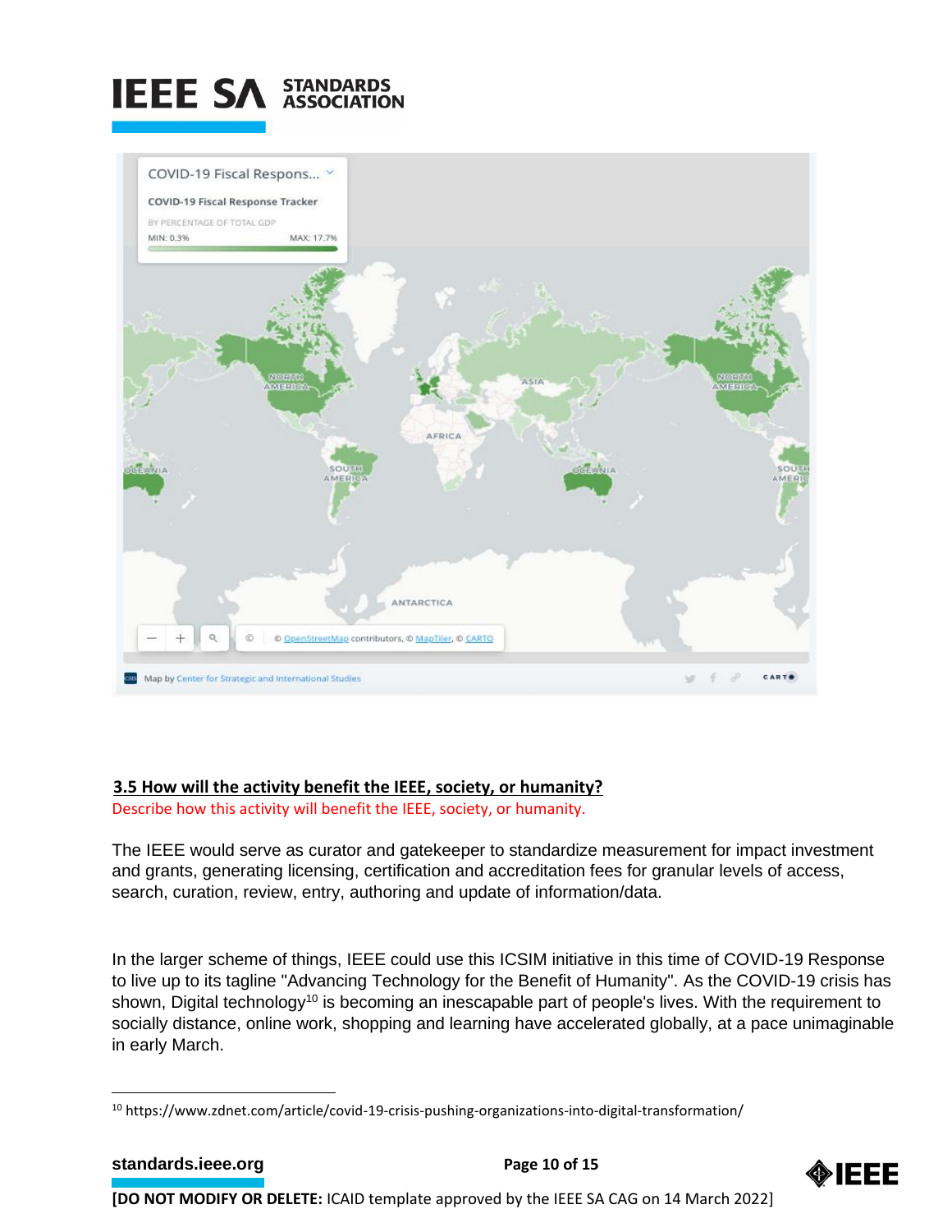### 3.5 How will the activity benefit the IEEE, society, or humanity?

Describe how this activity will benefit the IEEE, society, or humanity.

The IEEE would serve as curator and gatekeeper to standardize measurement for impact investment and grants, generating licensing, certification and accreditation fees for granular levels of access, search, curation, review, entry, authoring and update of information/data.

In the larger scheme of things, IEEE could use this ICSIM initiative in this time of COVID-19 Response to live up to its tagline "Advancing Technology for the Benefit of Humanity". As the COVID-19 crisis has shown, Digital technology[10] is becoming an inescapable part of people's lives. With the requirement to socially distance, online work, shopping and learning have accelerated globally, at a pace unimaginable in early March.

[10] https://www.zdnet.com/article/covid-19-crisis-pushing-organizations-into-digital-transformation/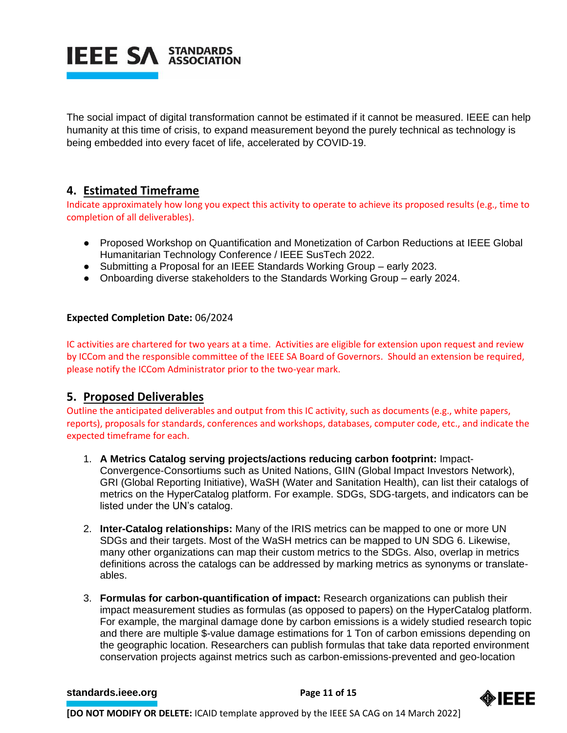The social impact of digital transformation cannot be estimated if it cannot be measured. IEEE can help humanity at this time of crisis, to expand measurement beyond the purely technical as technology is being embedded into every facet of life, accelerated by COVID-19.

## 4. Estimated Timeframe

Indicate approximately how long you expect this activity to operate to achieve its proposed results (e.g., time to completion of all deliverables).

- Proposed Workshop on Quantification and Monetization of Carbon Reductions at IEEE Global Humanitarian Technology Conference / IEEE SusTech 2022.
- Submitting a Proposal for an IEEE Standards Working Group – early 2023.
- Onboarding diverse stakeholders to the Standards Working Group – early 2024.

**Expected Completion Date:** 06/2024

IC activities are chartered for two years at a time. Activities are eligible for extension upon request and review by ICCom and the responsible committee of the IEEE SA Board of Governors. Should an extension be required, please notify the ICCom Administrator prior to the two-year mark.

## 5. Proposed Deliverables

Outline the anticipated deliverables and output from this IC activity, such as documents (e.g., white papers, reports), proposals for standards, conferences and workshops, databases, computer code, etc., and indicate the expected timeframe for each.

1. **A Metrics Catalog serving projects/actions reducing carbon footprint:** Impact-Convergence-Consortiums such as United Nations, GIIN (Global Impact Investors Network), GRI (Global Reporting Initiative), WaSH (Water and Sanitation Health), can list their catalogs of metrics on the HyperCatalog platform. For example. SDGs, SDG-targets, and indicators can be listed under the UN's catalog.

2. **Inter-Catalog relationships:** Many of the IRIS metrics can be mapped to one or more UN SDGs and their targets. Most of the WaSH metrics can be mapped to UN SDG 6. Likewise, many other organizations can map their custom metrics to the SDGs. Also, overlap in metrics definitions across the catalogs can be addressed by marking metrics as synonyms or translate-ables.

3. **Formulas for carbon-quantification of impact:** Research organizations can publish their impact measurement studies as formulas (as opposed to papers) on the HyperCatalog platform. For example, the marginal damage done by carbon emissions is a widely studied research topic and there are multiple $-value damage estimations for 1 Ton of carbon emissions depending on the geographic location. Researchers can publish formulas that take data reported environment conservation projects against metrics such as carbon-emissions-prevented and geo-location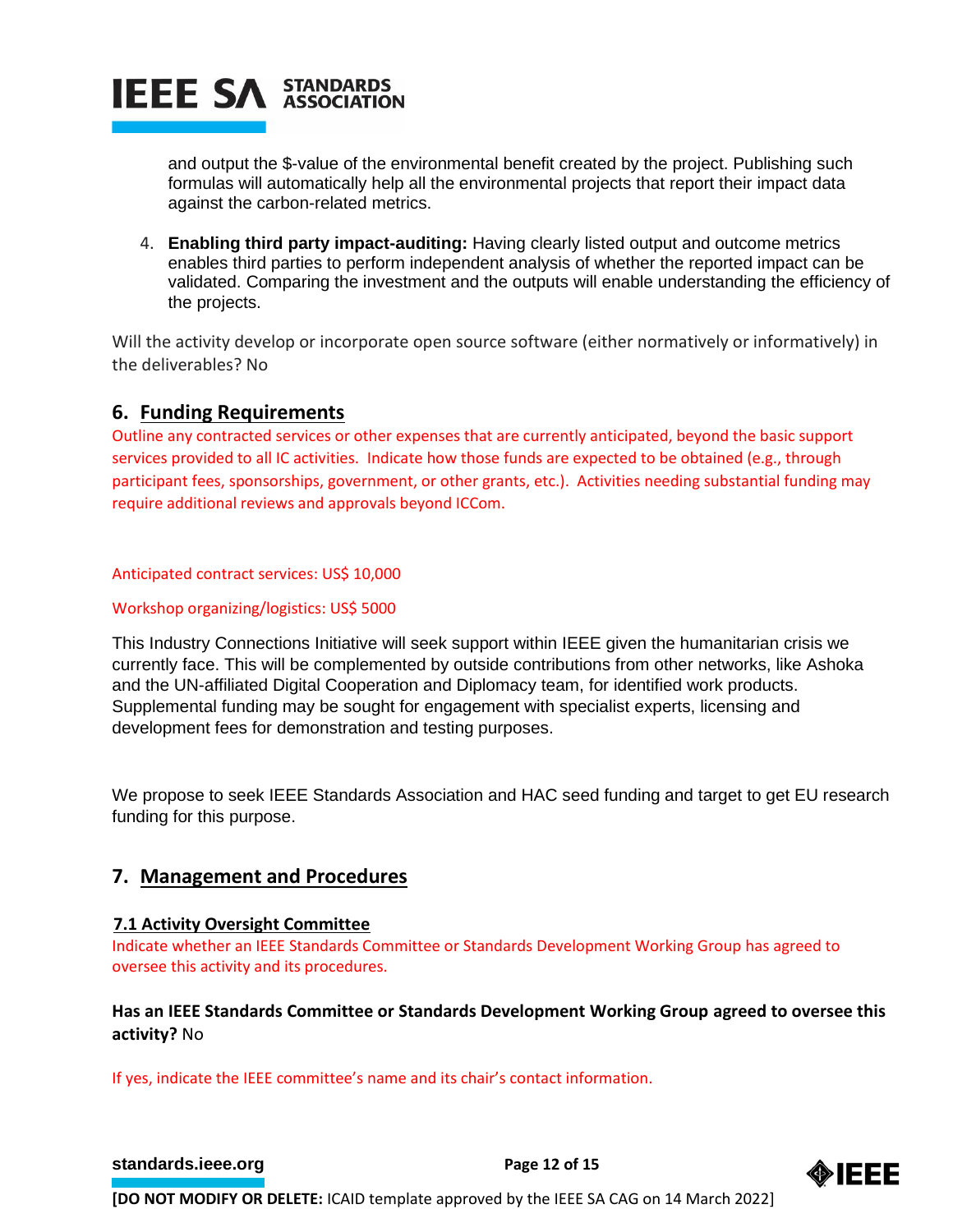and output the $-value of the environmental benefit created by the project. Publishing such formulas will automatically help all the environmental projects that report their impact data against the carbon-related metrics.

4. **Enabling third party impact-auditing:** Having clearly listed output and outcome metrics enables third parties to perform independent analysis of whether the reported impact can be validated. Comparing the investment and the outputs will enable understanding the efficiency of the projects.

Will the activity develop or incorporate open source software (either normatively or informatively) in the deliverables? No

## 6. Funding Requirements

Outline any contracted services or other expenses that are currently anticipated, beyond the basic support services provided to all IC activities. Indicate how those funds are expected to be obtained (e.g., through participant fees, sponsorships, government, or other grants, etc.). Activities needing substantial funding may require additional reviews and approvals beyond ICCom.

Anticipated contract services: US$ 10,000

Workshop organizing/logistics: US$ 5000

This Industry Connections Initiative will seek support within IEEE given the humanitarian crisis we currently face. This will be complemented by outside contributions from other networks, like Ashoka and the UN-affiliated Digital Cooperation and Diplomacy team, for identified work products. Supplemental funding may be sought for engagement with specialist experts, licensing and development fees for demonstration and testing purposes.

We propose to seek IEEE Standards Association and HAC seed funding and target to get EU research funding for this purpose.

## 7. Management and Procedures

### 7.1 Activity Oversight Committee

Indicate whether an IEEE Standards Committee or Standards Development Working Group has agreed to oversee this activity and its procedures.

**Has an IEEE Standards Committee or Standards Development Working Group agreed to oversee this activity?** No

If yes, indicate the IEEE committee's name and its chair's contact information.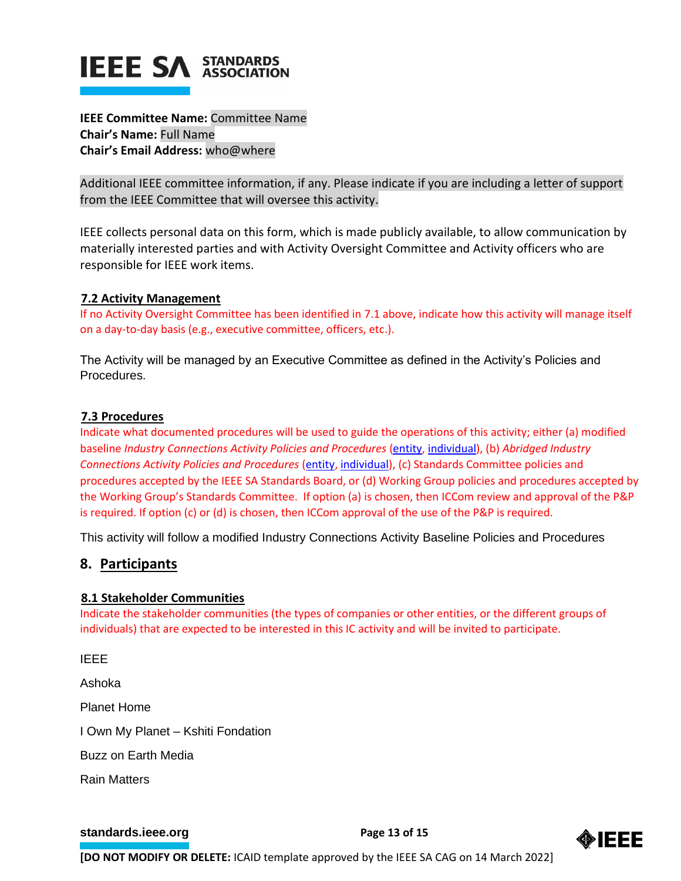**IEEE Committee Name:** Committee Name
**Chair's Name:** Full Name
**Chair's Email Address:** who@where

Additional IEEE committee information, if any. Please indicate if you are including a letter of support from the IEEE Committee that will oversee this activity.

IEEE collects personal data on this form, which is made publicly available, to allow communication by materially interested parties and with Activity Oversight Committee and Activity officers who are responsible for IEEE work items.

### 7.2 Activity Management

If no Activity Oversight Committee has been identified in 7.1 above, indicate how this activity will manage itself on a day-to-day basis (e.g., executive committee, officers, etc.).

The Activity will be managed by an Executive Committee as defined in the Activity's Policies and Procedures.

### 7.3 Procedures

Indicate what documented procedures will be used to guide the operations of this activity; either (a) modified baseline *Industry Connections Activity Policies and Procedures* (entity, individual), (b) *Abridged Industry Connections Activity Policies and Procedures* (entity, individual), (c) Standards Committee policies and procedures accepted by the IEEE SA Standards Board, or (d) Working Group policies and procedures accepted by the Working Group's Standards Committee. If option (a) is chosen, then ICCom review and approval of the P&P is required. If option (c) or (d) is chosen, then ICCom approval of the use of the P&P is required.

This activity will follow a modified Industry Connections Activity Baseline Policies and Procedures

## 8. Participants

### 8.1 Stakeholder Communities

Indicate the stakeholder communities (the types of companies or other entities, or the different groups of individuals) that are expected to be interested in this IC activity and will be invited to participate.

IEEE

Ashoka

Planet Home

I Own My Planet – Kshiti Fondation

Buzz on Earth Media

Rain Matters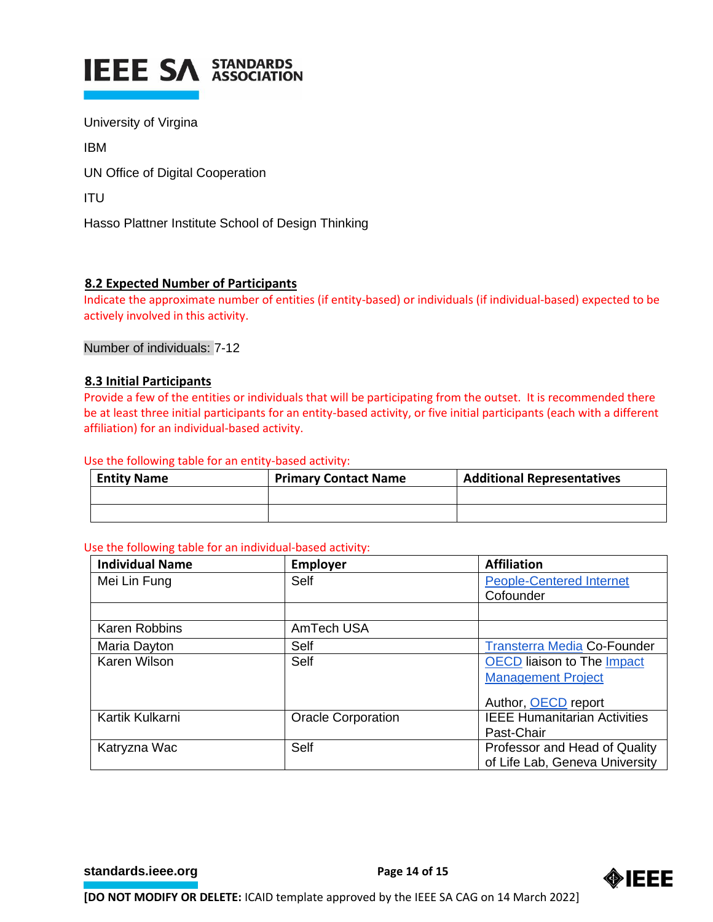University of Virgina

IBM

UN Office of Digital Cooperation

ITU

Hasso Plattner Institute School of Design Thinking

## 8.2 Expected Number of Participants

Indicate the approximate number of entities (if entity-based) or individuals (if individual-based) expected to be actively involved in this activity.

Number of individuals: 7-12

## 8.3 Initial Participants

Provide a few of the entities or individuals that will be participating from the outset. It is recommended there be at least three initial participants for an entity-based activity, or five initial participants (each with a different affiliation) for an individual-based activity.

Use the following table for an entity-based activity:

| Entity Name | Primary Contact Name | Additional Representatives |
|---|---|---|
| | | |
| | | |

Use the following table for an individual-based activity:

| Individual Name | Employer | Affiliation |
|---|---|---|
| Mei Lin Fung | Self | People-Centered Internet Cofounder |
| | | |
| Karen Robbins | AmTech USA | |
| Maria Dayton | Self | Transterra Media Co-Founder |
| Karen Wilson | Self | OECD liaison to The Impact Management Project<br><br>Author, OECD report |
| Kartik Kulkarni | Oracle Corporation | IEEE Humanitarian Activities Past-Chair |
| Katryzna Wac | Self | Professor and Head of Quality of Life Lab, Geneva University |

**[DO NOT MODIFY OR DELETE:** ICAID template approved by the IEEE SA CAG on 14 March 2022]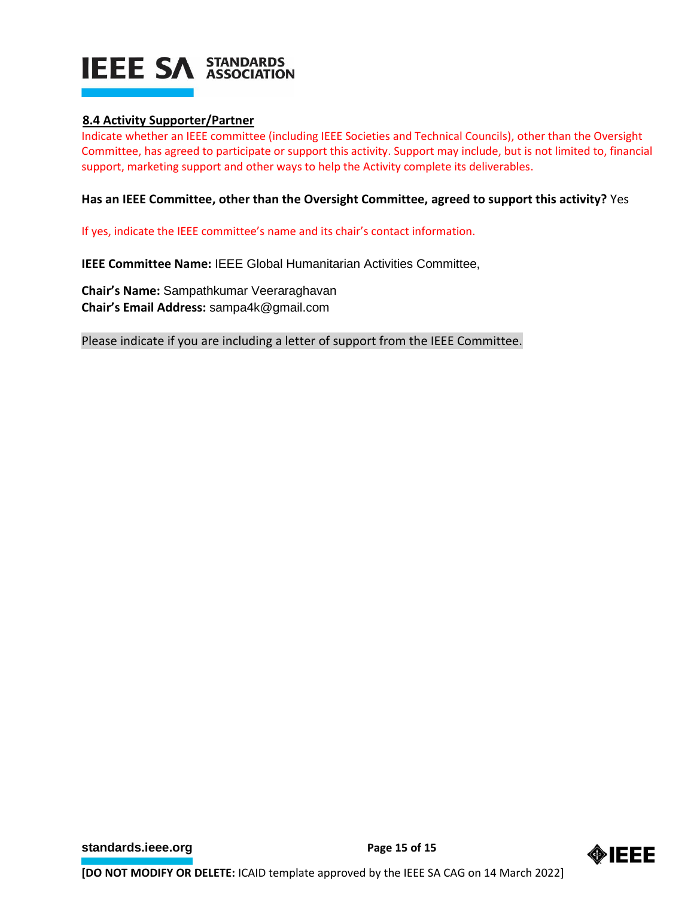### 8.4 Activity Supporter/Partner

Indicate whether an IEEE committee (including IEEE Societies and Technical Councils), other than the Oversight Committee, has agreed to participate or support this activity. Support may include, but is not limited to, financial support, marketing support and other ways to help the Activity complete its deliverables.

**Has an IEEE Committee, other than the Oversight Committee, agreed to support this activity?** Yes

If yes, indicate the IEEE committee's name and its chair's contact information.

**IEEE Committee Name:** IEEE Global Humanitarian Activities Committee,

**Chair's Name:** Sampathkumar Veeraraghavan
**Chair's Email Address:** sampa4k@gmail.com

Please indicate if you are including a letter of support from the IEEE Committee.

**[DO NOT MODIFY OR DELETE:** ICAID template approved by the IEEE SA CAG on 14 March 2022]